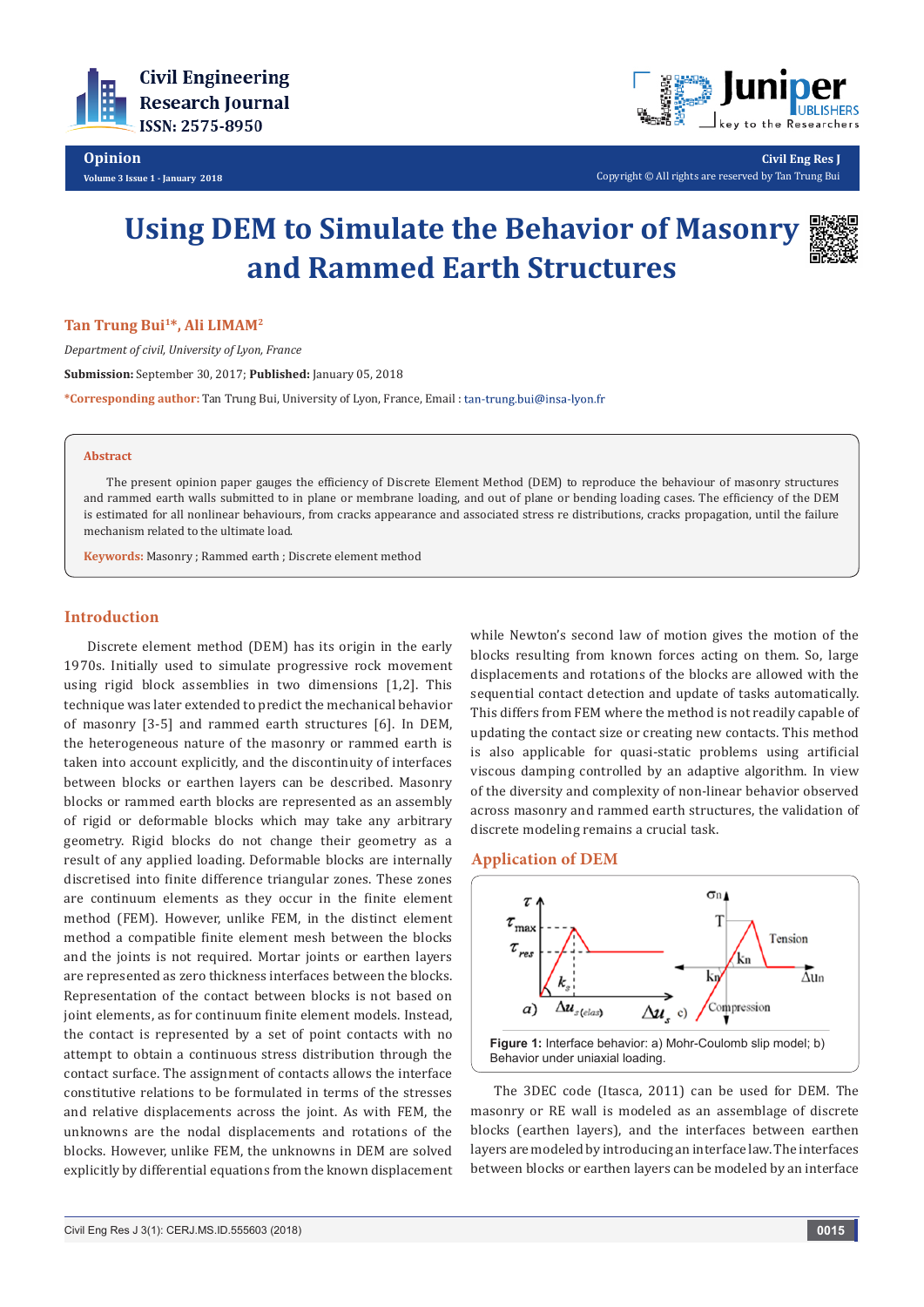# Using DEM to Simulate the Behavior of Masonry and Rammed Earth Structures

**Tan Trung Bui[1]*, Ali LIMAM[2]**

*Department of civil, University of Lyon, France*

**Submission:** September 30, 2017; **Published:** January 05, 2018

***Corresponding author:** Tan Trung Bui, University of Lyon, France, Email : tan-trung.bui@insa-lyon.fr

### Abstract

The present opinion paper gauges the efficiency of Discrete Element Method (DEM) to reproduce the behaviour of masonry structures and rammed earth walls submitted to in plane or membrane loading, and out of plane or bending loading cases. The efficiency of the DEM is estimated for all nonlinear behaviours, from cracks appearance and associated stress re distributions, cracks propagation, until the failure mechanism related to the ultimate load.

**Keywords:** Masonry ; Rammed earth ; Discrete element method

## Introduction

Discrete element method (DEM) has its origin in the early 1970s. Initially used to simulate progressive rock movement using rigid block assemblies in two dimensions [1,2]. This technique was later extended to predict the mechanical behavior of masonry [3-5] and rammed earth structures [6]. In DEM, the heterogeneous nature of the masonry or rammed earth is taken into account explicitly, and the discontinuity of interfaces between blocks or earthen layers can be described. Masonry blocks or rammed earth blocks are represented as an assembly of rigid or deformable blocks which may take any arbitrary geometry. Rigid blocks do not change their geometry as a result of any applied loading. Deformable blocks are internally discretised into finite difference triangular zones. These zones are continuum elements as they occur in the finite element method (FEM). However, unlike FEM, in the distinct element method a compatible finite element mesh between the blocks and the joints is not required. Mortar joints or earthen layers are represented as zero thickness interfaces between the blocks. Representation of the contact between blocks is not based on joint elements, as for continuum finite element models. Instead, the contact is represented by a set of point contacts with no attempt to obtain a continuous stress distribution through the contact surface. The assignment of contacts allows the interface constitutive relations to be formulated in terms of the stresses and relative displacements across the joint. As with FEM, the unknowns are the nodal displacements and rotations of the blocks. However, unlike FEM, the unknowns in DEM are solved explicitly by differential equations from the known displacement while Newton's second law of motion gives the motion of the blocks resulting from known forces acting on them. So, large displacements and rotations of the blocks are allowed with the sequential contact detection and update of tasks automatically. This differs from FEM where the method is not readily capable of updating the contact size or creating new contacts. This method is also applicable for quasi-static problems using artificial viscous damping controlled by an adaptive algorithm. In view of the diversity and complexity of non-linear behavior observed across masonry and rammed earth structures, the validation of discrete modeling remains a crucial task.

## Application of DEM

**Figure 1:** Interface behavior: a) Mohr-Coulomb slip model; b) Behavior under uniaxial loading.

The 3DEC code (Itasca, 2011) can be used for DEM. The masonry or RE wall is modeled as an assemblage of discrete blocks (earthen layers), and the interfaces between earthen layers are modeled by introducing an interface law. The interfaces between blocks or earthen layers can be modeled by an interface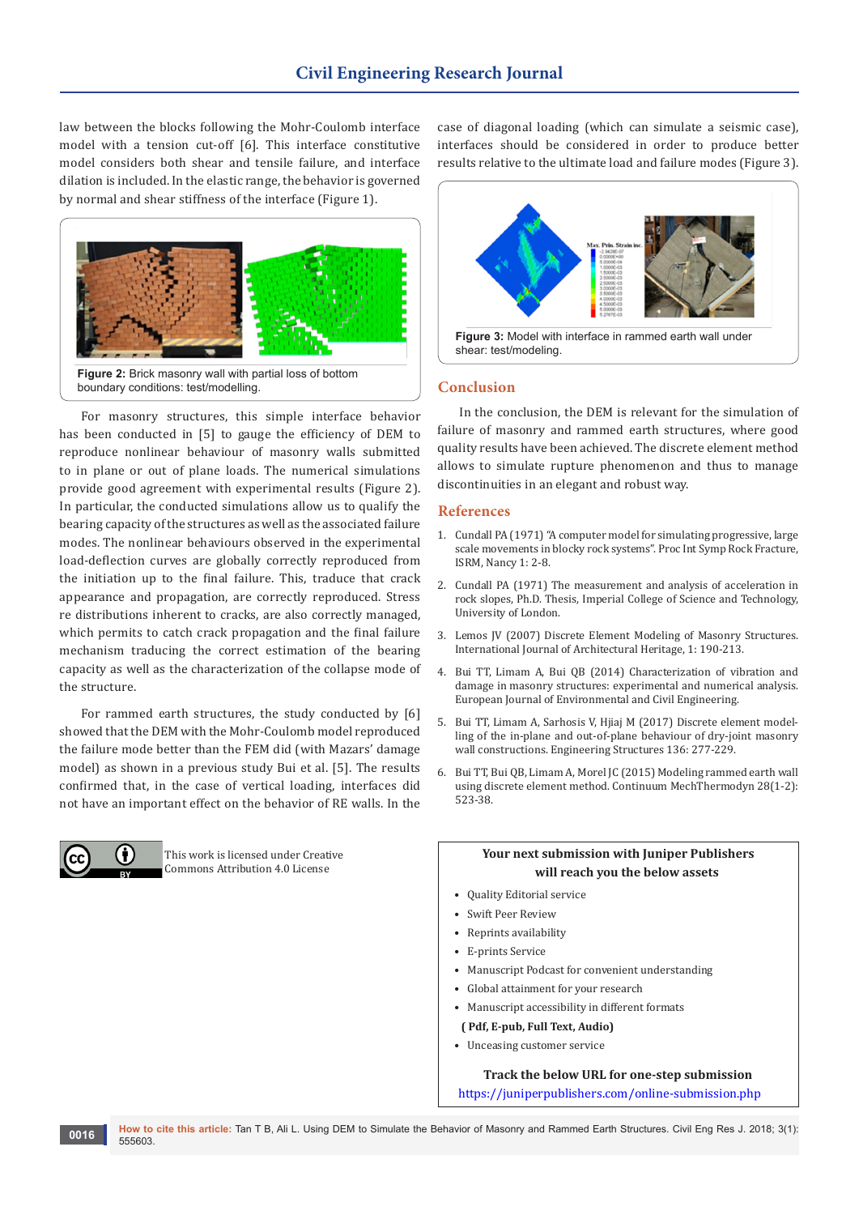law between the blocks following the Mohr-Coulomb interface model with a tension cut-off [6]. This interface constitutive model considers both shear and tensile failure, and interface dilation is included. In the elastic range, the behavior is governed by normal and shear stiffness of the interface (Figure 1).

**Figure 2:** Brick masonry wall with partial loss of bottom boundary conditions: test/modelling.

For masonry structures, this simple interface behavior has been conducted in [5] to gauge the efficiency of DEM to reproduce nonlinear behaviour of masonry walls submitted to in plane or out of plane loads. The numerical simulations provide good agreement with experimental results (Figure 2). In particular, the conducted simulations allow us to qualify the bearing capacity of the structures as well as the associated failure modes. The nonlinear behaviours observed in the experimental load-deflection curves are globally correctly reproduced from the initiation up to the final failure. This, traduce that crack appearance and propagation, are correctly reproduced. Stress re distributions inherent to cracks, are also correctly managed, which permits to catch crack propagation and the final failure mechanism traducing the correct estimation of the bearing capacity as well as the characterization of the collapse mode of the structure.

For rammed earth structures, the study conducted by [6] showed that the DEM with the Mohr-Coulomb model reproduced the failure mode better than the FEM did (with Mazars' damage model) as shown in a previous study Bui et al. [5]. The results confirmed that, in the case of vertical loading, interfaces did not have an important effect on the behavior of RE walls. In the case of diagonal loading (which can simulate a seismic case), interfaces should be considered in order to produce better results relative to the ultimate load and failure modes (Figure 3).

**Figure 3:** Model with interface in rammed earth wall under shear: test/modeling.

## Conclusion

In the conclusion, the DEM is relevant for the simulation of failure of masonry and rammed earth structures, where good quality results have been achieved. The discrete element method allows to simulate rupture phenomenon and thus to manage discontinuities in an elegant and robust way.

## References

1. Cundall PA (1971) "A computer model for simulating progressive, large scale movements in blocky rock systems". Proc Int Symp Rock Fracture, ISRM, Nancy 1: 2-8.
2. Cundall PA (1971) The measurement and analysis of acceleration in rock slopes, Ph.D. Thesis, Imperial College of Science and Technology, University of London.
3. Lemos JV (2007) Discrete Element Modeling of Masonry Structures. International Journal of Architectural Heritage, 1: 190-213.
4. Bui TT, Limam A, Bui QB (2014) Characterization of vibration and damage in masonry structures: experimental and numerical analysis. European Journal of Environmental and Civil Engineering.
5. Bui TT, Limam A, Sarhosis V, Hjiaj M (2017) Discrete element modelling of the in-plane and out-of-plane behaviour of dry-joint masonry wall constructions. Engineering Structures 136: 277-229.
6. Bui TT, Bui QB, Limam A, Morel JC (2015) Modeling rammed earth wall using discrete element method. Continuum MechThermodyn 28(1-2): 523-38.

This work is licensed under Creative Commons Attribution 4.0 License

**Your next submission with Juniper Publishers will reach you the below assets**

- Quality Editorial service
- Swift Peer Review
- Reprints availability
- E-prints Service
- Manuscript Podcast for convenient understanding
- Global attainment for your research
- Manuscript accessibility in different formats

**( Pdf, E-pub, Full Text, Audio)**

- Unceasing customer service

**Track the below URL for one-step submission**

https://juniperpublishers.com/online-submission.php

**How to cite this article:** Tan T B, Ali L. Using DEM to Simulate the Behavior of Masonry and Rammed Earth Structures. Civil Eng Res J. 2018; 3(1): 555603.